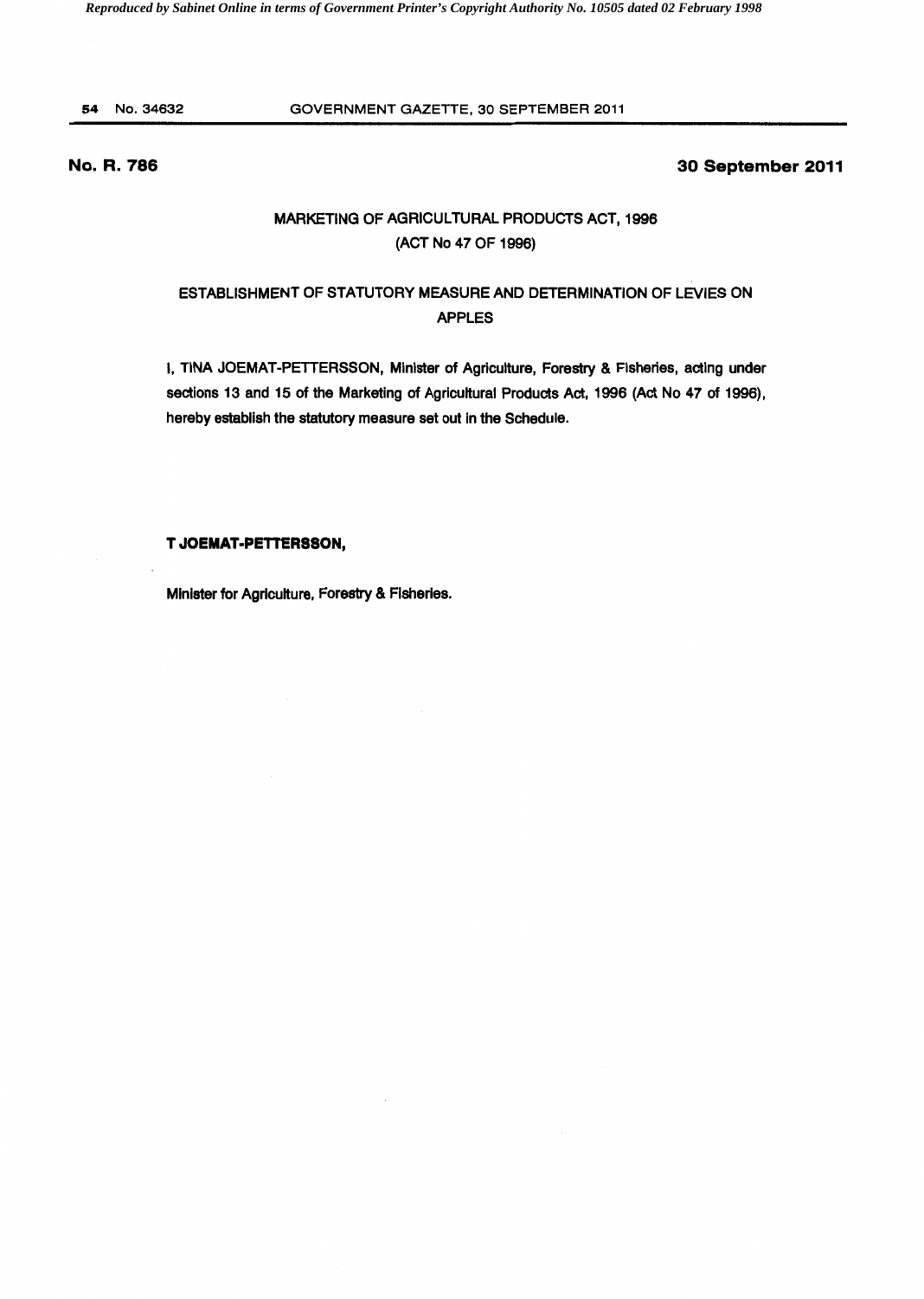**No. R. 786** **30 September 2011**

## MARKETING OF AGRICULTURAL PRODUCTS ACT, 1996
## (ACT No 47 OF 1996)

## ESTABLISHMENT OF STATUTORY MEASURE AND DETERMINATION OF LEVIES ON APPLES

I, TINA JOEMAT-PETTERSSON, Minister of Agriculture, Forestry & Fisheries, acting under sections 13 and 15 of the Marketing of Agricultural Products Act, 1996 (Act No 47 of 1996), hereby establish the statutory measure set out in the Schedule.

**T JOEMAT-PETTERSSON,**

Minister for Agriculture, Forestry & Fisheries.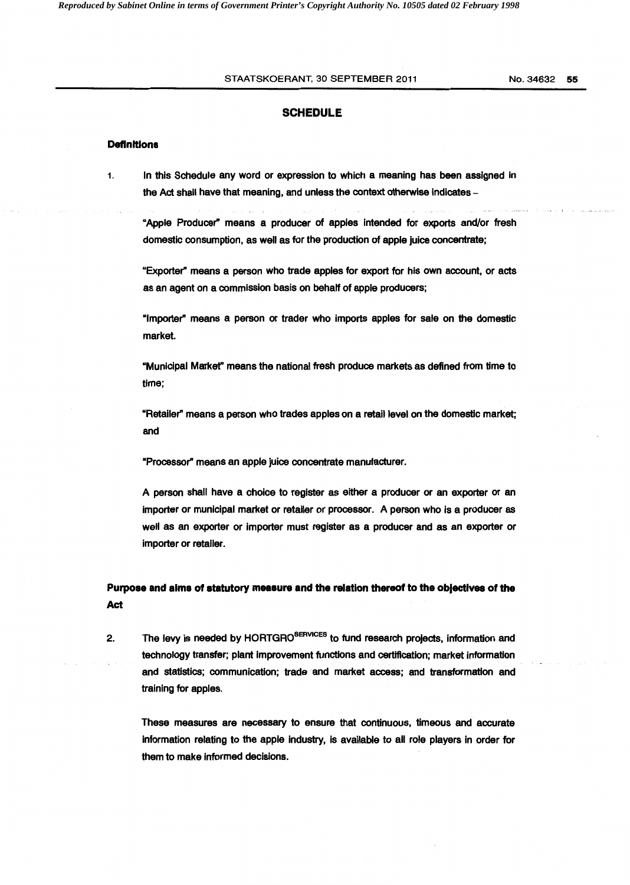## SCHEDULE

### Definitions

1. In this Schedule any word or expression to which a meaning has been assigned in the Act shall have that meaning, and unless the context otherwise indicates –

   "Apple Producer" means a producer of apples intended for exports and/or fresh domestic consumption, as well as for the production of apple juice concentrate;

   "Exporter" means a person who trade apples for export for his own account, or acts as an agent on a commission basis on behalf of apple producers;

   "Importer" means a person or trader who imports apples for sale on the domestic market.

   "Municipal Market" means the national fresh produce markets as defined from time to time;

   "Retailer" means a person who trades apples on a retail level on the domestic market; and

   "Processor" means an apple juice concentrate manufacturer.

   A person shall have a choice to register as either a producer or an exporter or an importer or municipal market or retailer or processor. A person who is a producer as well as an exporter or importer must register as a producer and as an exporter or importer or retailer.

### Purpose and aims of statutory measure and the relation thereof to the objectives of the Act

2. The levy is needed by HORTGRO[SERVICES] to fund research projects, information and technology transfer; plant improvement functions and certification; market information and statistics; communication; trade and market access; and transformation and training for apples.

   These measures are necessary to ensure that continuous, timeous and accurate information relating to the apple industry, is available to all role players in order for them to make informed decisions.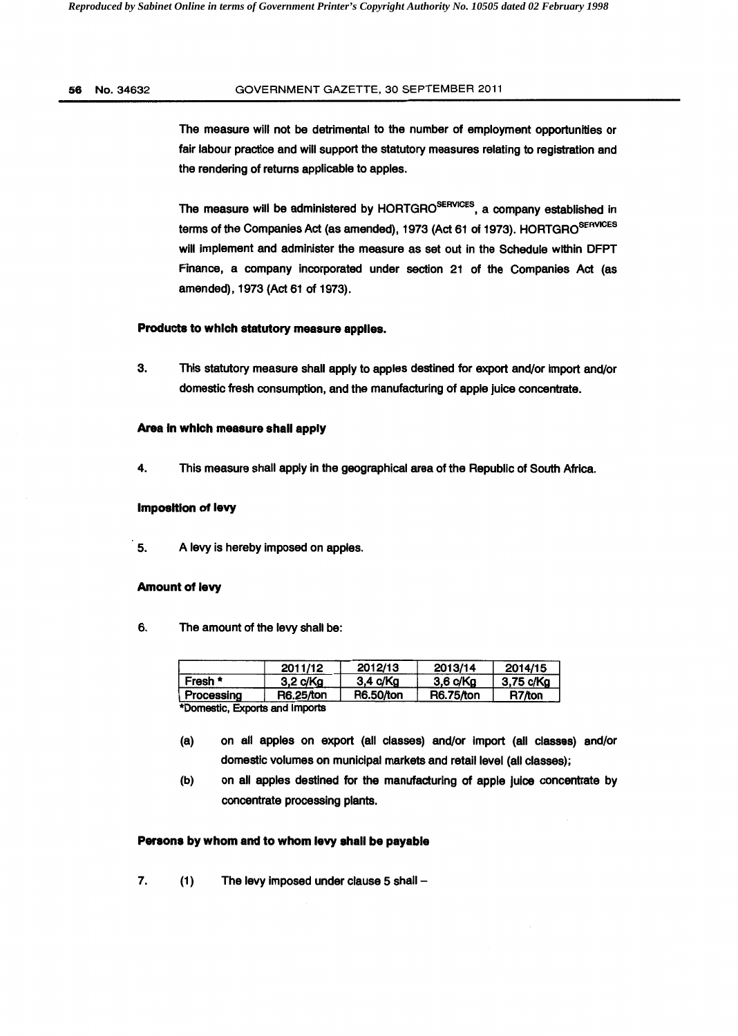The measure will not be detrimental to the number of employment opportunities or fair labour practice and will support the statutory measures relating to registration and the rendering of returns applicable to apples.

The measure will be administered by HORTGRO^SERVICES, a company established in terms of the Companies Act (as amended), 1973 (Act 61 of 1973). HORTGRO^SERVICES will implement and administer the measure as set out in the Schedule within DFPT Finance, a company incorporated under section 21 of the Companies Act (as amended), 1973 (Act 61 of 1973).

**Products to which statutory measure applies.**

3. This statutory measure shall apply to apples destined for export and/or import and/or domestic fresh consumption, and the manufacturing of apple juice concentrate.

**Area in which measure shall apply**

4. This measure shall apply in the geographical area of the Republic of South Africa.

**Imposition of levy**

5. A levy is hereby imposed on apples.

**Amount of levy**

6. The amount of the levy shall be:

| | 2011/12 | 2012/13 | 2013/14 | 2014/15 |
|---|---|---|---|---|
| Fresh * | 3,2 c/Kg | 3,4 c/Kg | 3,6 c/Kg | 3,75 c/Kg |
| Processing | R6.25/ton | R6.50/ton | R6.75/ton | R7/ton |

*Domestic, Exports and Imports

(a) on all apples on export (all classes) and/or import (all classes) and/or domestic volumes on municipal markets and retail level (all classes);

(b) on all apples destined for the manufacturing of apple juice concentrate by concentrate processing plants.

**Persons by whom and to whom levy shall be payable**

7. (1) The levy imposed under clause 5 shall –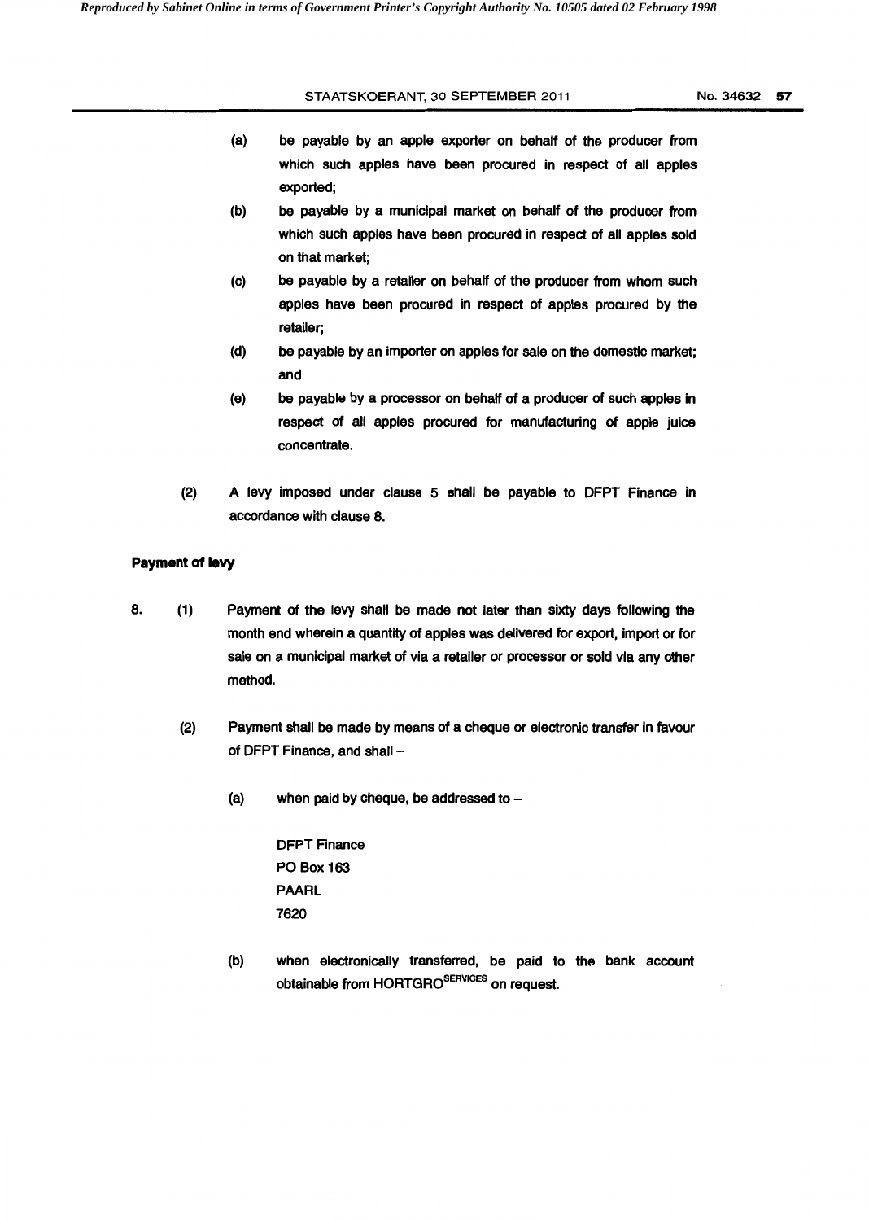(a) be payable by an apple exporter on behalf of the producer from which such apples have been procured in respect of all apples exported;

(b) be payable by a municipal market on behalf of the producer from which such apples have been procured in respect of all apples sold on that market;

(c) be payable by a retailer on behalf of the producer from whom such apples have been procured in respect of apples procured by the retailer;

(d) be payable by an importer on apples for sale on the domestic market; and

(e) be payable by a processor on behalf of a producer of such apples in respect of all apples procured for manufacturing of apple juice concentrate.

(2) A levy imposed under clause 5 shall be payable to DFPT Finance in accordance with clause 8.

**Payment of levy**

8. (1) Payment of the levy shall be made not later than sixty days following the month end wherein a quantity of apples was delivered for export, import or for sale on a municipal market of via a retailer or processor or sold via any other method.

(2) Payment shall be made by means of a cheque or electronic transfer in favour of DFPT Finance, and shall –

(a) when paid by cheque, be addressed to –

DFPT Finance
PO Box 163
PAARL
7620

(b) when electronically transferred, be paid to the bank account obtainable from HORTGRO[SERVICES] on request.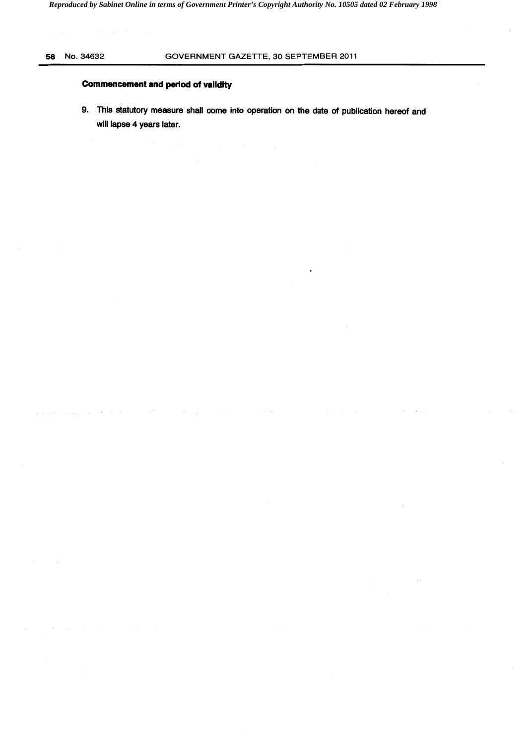**Commencement and period of validity**

9. This statutory measure shall come into operation on the date of publication hereof and will lapse 4 years later.